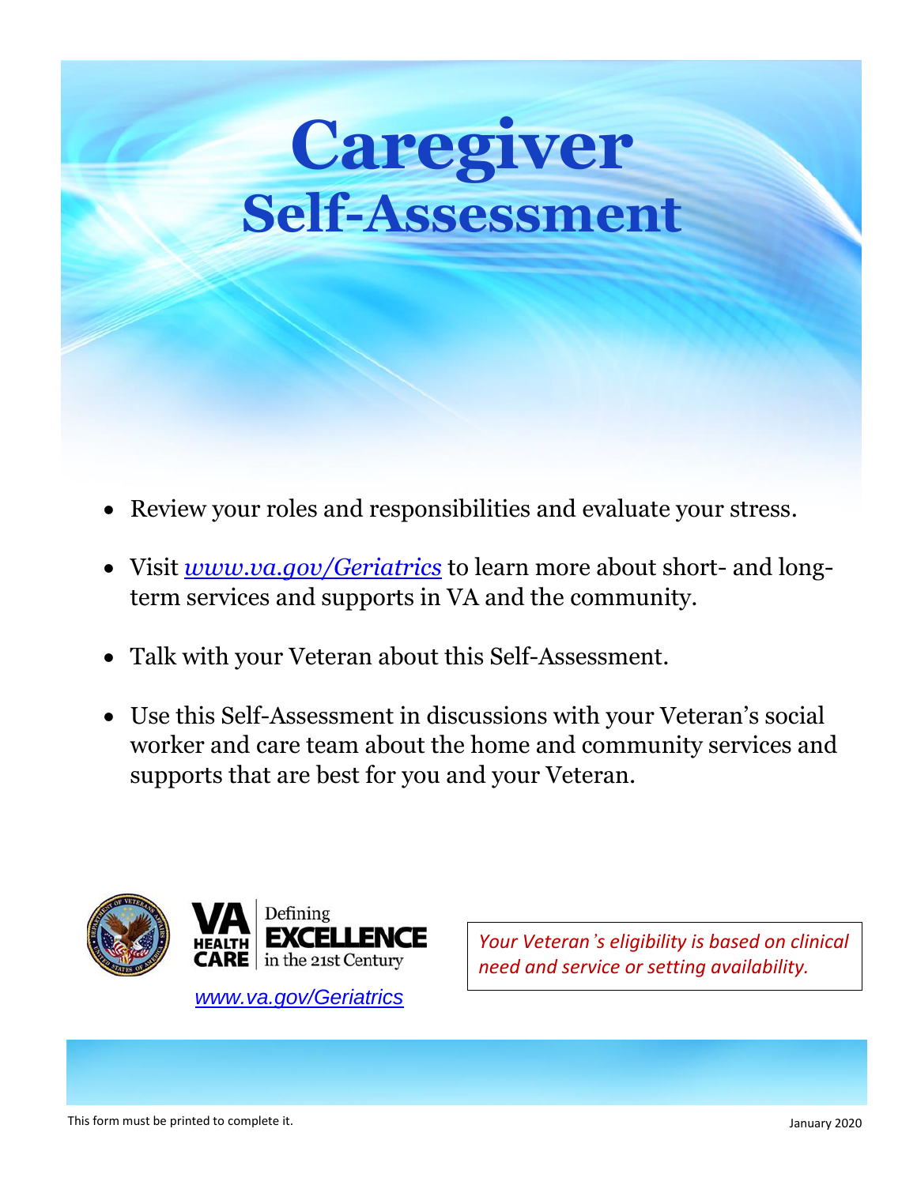# Caregiver
## Self-Assessment

- Review your roles and responsibilities and evaluate your stress.
- Visit *www.va.gov/Geriatrics* to learn more about short- and long-term services and supports in VA and the community.
- Talk with your Veteran about this Self-Assessment.
- Use this Self-Assessment in discussions with your Veteran's social worker and care team about the home and community services and supports that are best for you and your Veteran.

VA HEALTH CARE | Defining EXCELLENCE in the 21st Century

www.va.gov/Geriatrics

*Your Veteran's eligibility is based on clinical need and service or setting availability.*

This form must be printed to complete it.

January 2020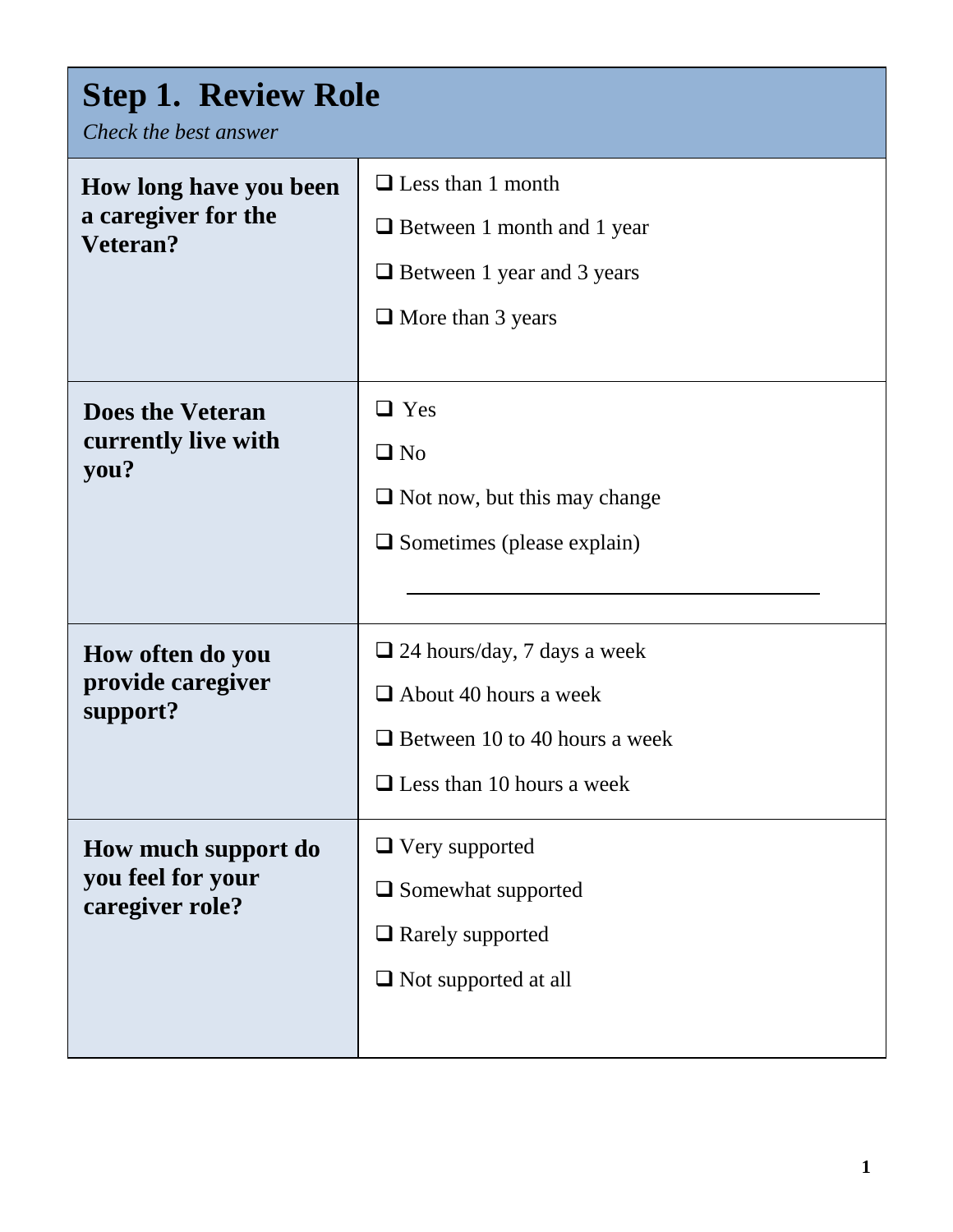## Step 1. Review Role

*Check the best answer*

| **How long have you been a caregiver for the Veteran?** | ❑ Less than 1 month<br>❑ Between 1 month and 1 year<br>❑ Between 1 year and 3 years<br>❑ More than 3 years |
|---|---|
| **Does the Veteran currently live with you?** | ❑ Yes<br>❑ No<br>❑ Not now, but this may change<br>❑ Sometimes (please explain)<br>\_\_\_\_\_\_\_\_\_\_\_\_\_\_\_\_\_\_\_\_\_\_\_\_\_\_\_\_\_\_ |
| **How often do you provide caregiver support?** | ❑ 24 hours/day, 7 days a week<br>❑ About 40 hours a week<br>❑ Between 10 to 40 hours a week<br>❑ Less than 10 hours a week |
| **How much support do you feel for your caregiver role?** | ❑ Very supported<br>❑ Somewhat supported<br>❑ Rarely supported<br>❑ Not supported at all |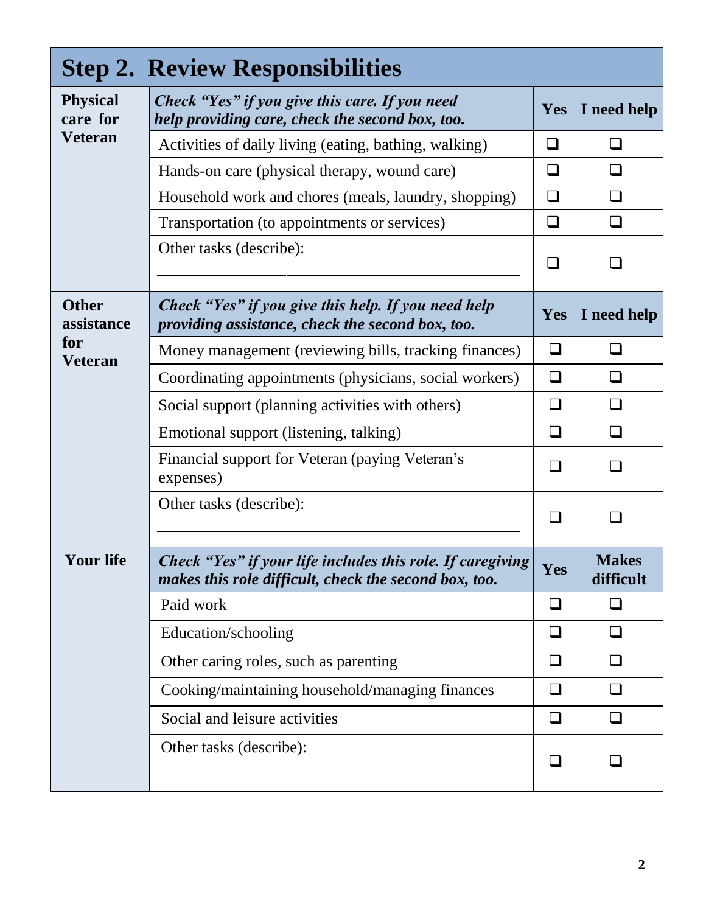## Step 2. Review Responsibilities

| | | | |
|---|---|---|---|
| **Physical care for Veteran** | ***Check "Yes" if you give this care. If you need help providing care, check the second box, too.*** | **Yes** | **I need help** |
| | Activities of daily living (eating, bathing, walking) | ❑ | ❑ |
| | Hands-on care (physical therapy, wound care) | ❑ | ❑ |
| | Household work and chores (meals, laundry, shopping) | ❑ | ❑ |
| | Transportation (to appointments or services) | ❑ | ❑ |
| | Other tasks (describe): ____________________ | ❑ | ❑ |
| **Other assistance for Veteran** | ***Check "Yes" if you give this help. If you need help providing assistance, check the second box, too.*** | **Yes** | **I need help** |
| | Money management (reviewing bills, tracking finances) | ❑ | ❑ |
| | Coordinating appointments (physicians, social workers) | ❑ | ❑ |
| | Social support (planning activities with others) | ❑ | ❑ |
| | Emotional support (listening, talking) | ❑ | ❑ |
| | Financial support for Veteran (paying Veteran's expenses) | ❑ | ❑ |
| | Other tasks (describe): ____________________ | ❑ | ❑ |
| **Your life** | ***Check "Yes" if your life includes this role. If caregiving makes this role difficult, check the second box, too.*** | **Yes** | **Makes difficult** |
| | Paid work | ❑ | ❑ |
| | Education/schooling | ❑ | ❑ |
| | Other caring roles, such as parenting | ❑ | ❑ |
| | Cooking/maintaining household/managing finances | ❑ | ❑ |
| | Social and leisure activities | ❑ | ❑ |
| | Other tasks (describe): ____________________ | ❑ | ❑ |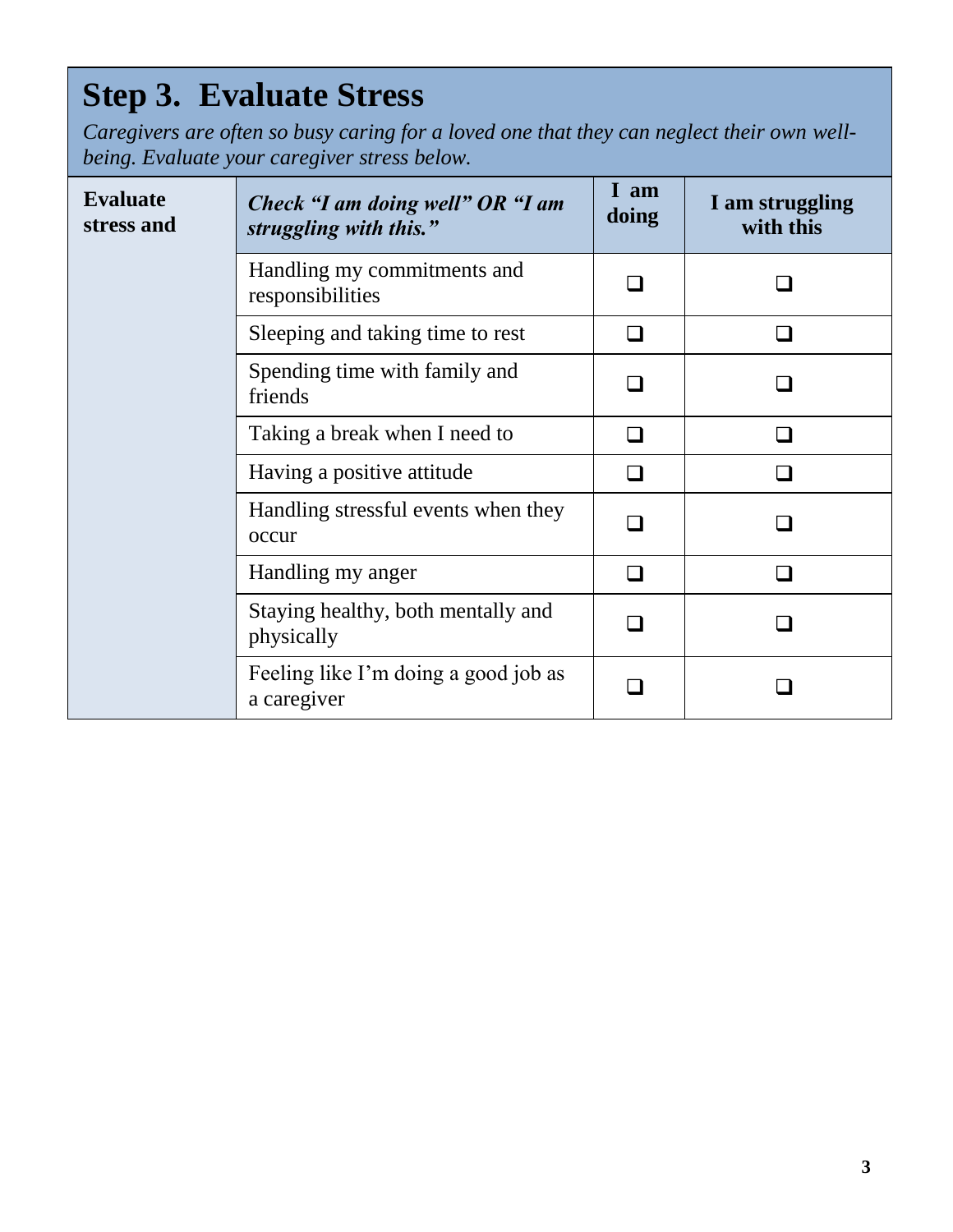## Step 3. Evaluate Stress

*Caregivers are often so busy caring for a loved one that they can neglect their own well-being. Evaluate your caregiver stress below.*

| **Evaluate stress and** | ***Check "I am doing well" OR "I am struggling with this."*** | **I am doing** | **I am struggling with this** |
|---|---|---|---|
| | Handling my commitments and responsibilities | ❑ | ❑ |
| | Sleeping and taking time to rest | ❑ | ❑ |
| | Spending time with family and friends | ❑ | ❑ |
| | Taking a break when I need to | ❑ | ❑ |
| | Having a positive attitude | ❑ | ❑ |
| | Handling stressful events when they occur | ❑ | ❑ |
| | Handling my anger | ❑ | ❑ |
| | Staying healthy, both mentally and physically | ❑ | ❑ |
| | Feeling like I'm doing a good job as a caregiver | ❑ | ❑ |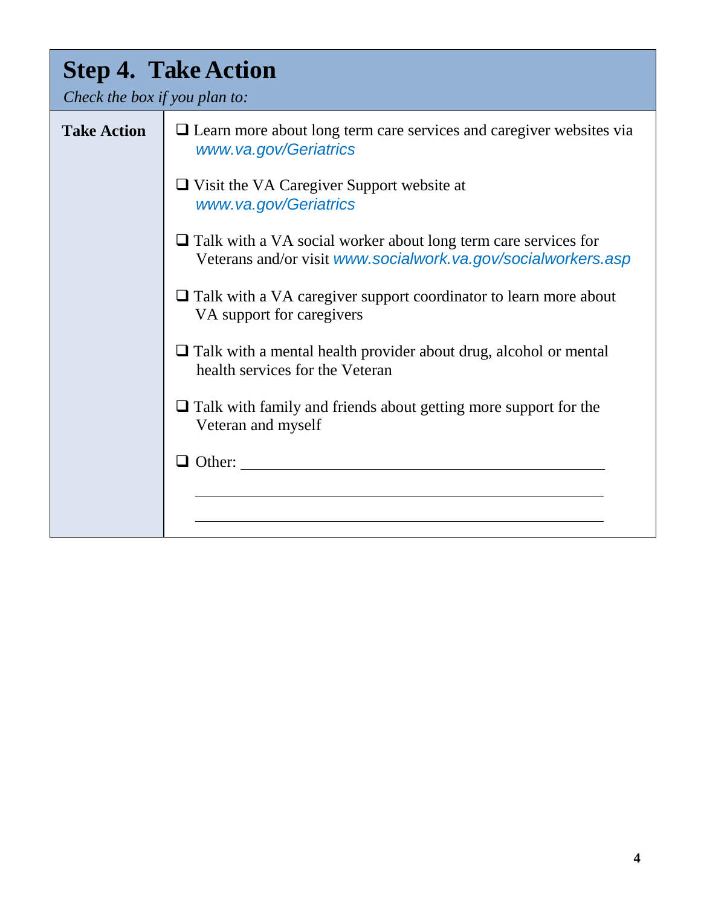## Step 4. Take Action

*Check the box if you plan to:*

| | |
|---|---|
| **Take Action** | ❑ Learn more about long term care services and caregiver websites via www.va.gov/Geriatrics<br><br>❑ Visit the VA Caregiver Support website at www.va.gov/Geriatrics<br><br>❑ Talk with a VA social worker about long term care services for Veterans and/or visit www.socialwork.va.gov/socialworkers.asp<br><br>❑ Talk with a VA caregiver support coordinator to learn more about VA support for caregivers<br><br>❑ Talk with a mental health provider about drug, alcohol or mental health services for the Veteran<br><br>❑ Talk with family and friends about getting more support for the Veteran and myself<br><br>❑ Other: ______________________________________________<br>______________________________________________<br>______________________________________________ |